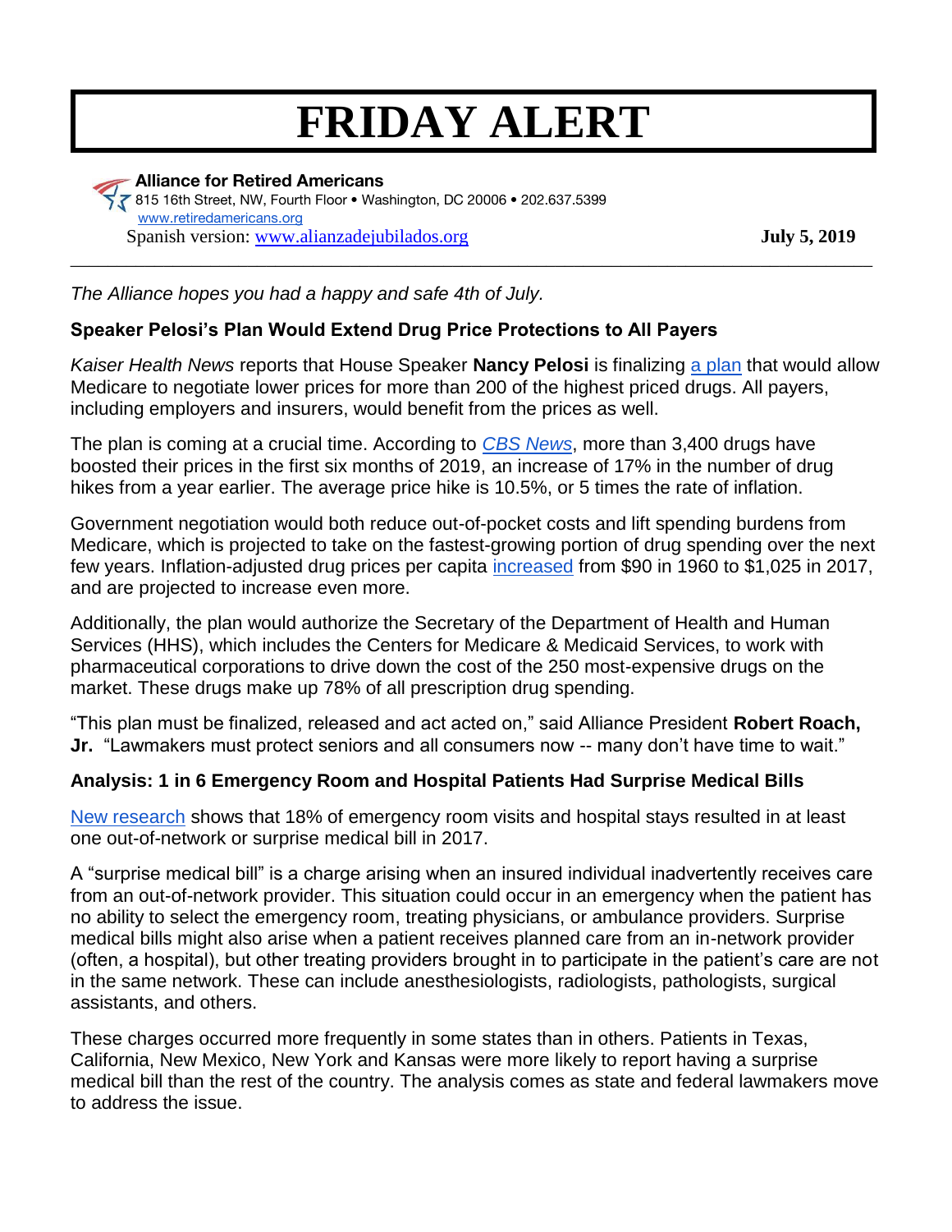# FRIDAY ALERT

**Alliance for Retired Americans**
815 16th Street, NW, Fourth Floor • Washington, DC 20006 • 202.637.5399
www.retiredamericans.org
Spanish version: www.alianzadejubilados.org

**July 5, 2019**

---

*The Alliance hopes you had a happy and safe 4th of July.*

**Speaker Pelosi's Plan Would Extend Drug Price Protections to All Payers**

*Kaiser Health News* reports that House Speaker **Nancy Pelosi** is finalizing a plan that would allow Medicare to negotiate lower prices for more than 200 of the highest priced drugs. All payers, including employers and insurers, would benefit from the prices as well.

The plan is coming at a crucial time. According to *CBS News*, more than 3,400 drugs have boosted their prices in the first six months of 2019, an increase of 17% in the number of drug hikes from a year earlier. The average price hike is 10.5%, or 5 times the rate of inflation.

Government negotiation would both reduce out-of-pocket costs and lift spending burdens from Medicare, which is projected to take on the fastest-growing portion of drug spending over the next few years. Inflation-adjusted drug prices per capita increased from $90 in 1960 to $1,025 in 2017, and are projected to increase even more.

Additionally, the plan would authorize the Secretary of the Department of Health and Human Services (HHS), which includes the Centers for Medicare & Medicaid Services, to work with pharmaceutical corporations to drive down the cost of the 250 most-expensive drugs on the market. These drugs make up 78% of all prescription drug spending.

"This plan must be finalized, released and act acted on," said Alliance President **Robert Roach, Jr.** "Lawmakers must protect seniors and all consumers now -- many don't have time to wait."

**Analysis: 1 in 6 Emergency Room and Hospital Patients Had Surprise Medical Bills**

New research shows that 18% of emergency room visits and hospital stays resulted in at least one out-of-network or surprise medical bill in 2017.

A "surprise medical bill" is a charge arising when an insured individual inadvertently receives care from an out-of-network provider. This situation could occur in an emergency when the patient has no ability to select the emergency room, treating physicians, or ambulance providers. Surprise medical bills might also arise when a patient receives planned care from an in-network provider (often, a hospital), but other treating providers brought in to participate in the patient's care are not in the same network. These can include anesthesiologists, radiologists, pathologists, surgical assistants, and others.

These charges occurred more frequently in some states than in others. Patients in Texas, California, New Mexico, New York and Kansas were more likely to report having a surprise medical bill than the rest of the country. The analysis comes as state and federal lawmakers move to address the issue.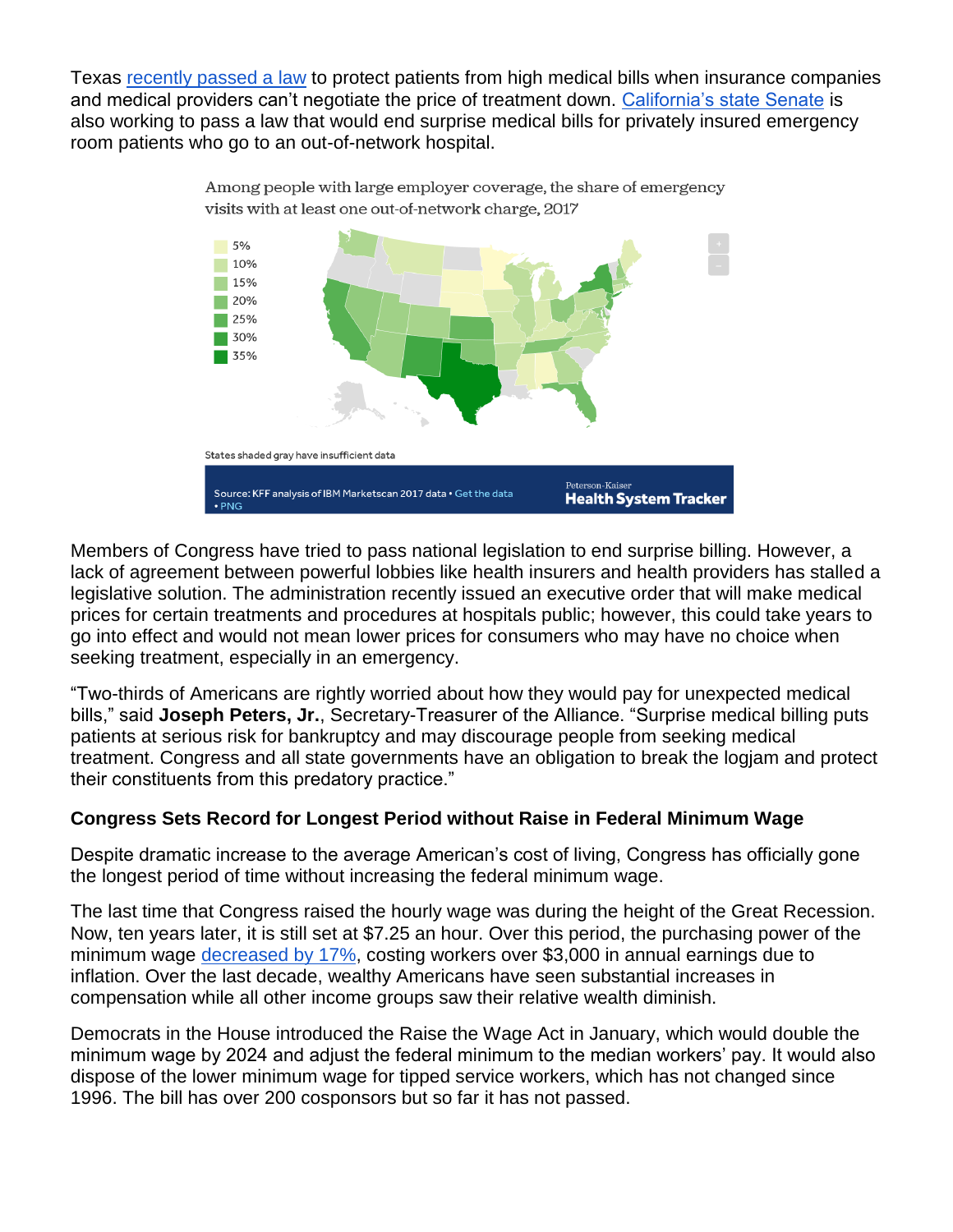Texas recently passed a law to protect patients from high medical bills when insurance companies and medical providers can't negotiate the price of treatment down. California's state Senate is also working to pass a law that would end surprise medical bills for privately insured emergency room patients who go to an out-of-network hospital.

Among people with large employer coverage, the share of emergency visits with at least one out-of-network charge, 2017

States shaded gray have insufficient data

Source: KFF analysis of IBM Marketscan 2017 data • Get the data • PNG

Peterson-Kaiser Health System Tracker

Members of Congress have tried to pass national legislation to end surprise billing. However, a lack of agreement between powerful lobbies like health insurers and health providers has stalled a legislative solution. The administration recently issued an executive order that will make medical prices for certain treatments and procedures at hospitals public; however, this could take years to go into effect and would not mean lower prices for consumers who may have no choice when seeking treatment, especially in an emergency.

"Two-thirds of Americans are rightly worried about how they would pay for unexpected medical bills," said **Joseph Peters, Jr.**, Secretary-Treasurer of the Alliance. "Surprise medical billing puts patients at serious risk for bankruptcy and may discourage people from seeking medical treatment. Congress and all state governments have an obligation to break the logjam and protect their constituents from this predatory practice."

**Congress Sets Record for Longest Period without Raise in Federal Minimum Wage**

Despite dramatic increase to the average American's cost of living, Congress has officially gone the longest period of time without increasing the federal minimum wage.

The last time that Congress raised the hourly wage was during the height of the Great Recession. Now, ten years later, it is still set at $7.25 an hour. Over this period, the purchasing power of the minimum wage decreased by 17%, costing workers over $3,000 in annual earnings due to inflation. Over the last decade, wealthy Americans have seen substantial increases in compensation while all other income groups saw their relative wealth diminish.

Democrats in the House introduced the Raise the Wage Act in January, which would double the minimum wage by 2024 and adjust the federal minimum to the median workers' pay. It would also dispose of the lower minimum wage for tipped service workers, which has not changed since 1996. The bill has over 200 cosponsors but so far it has not passed.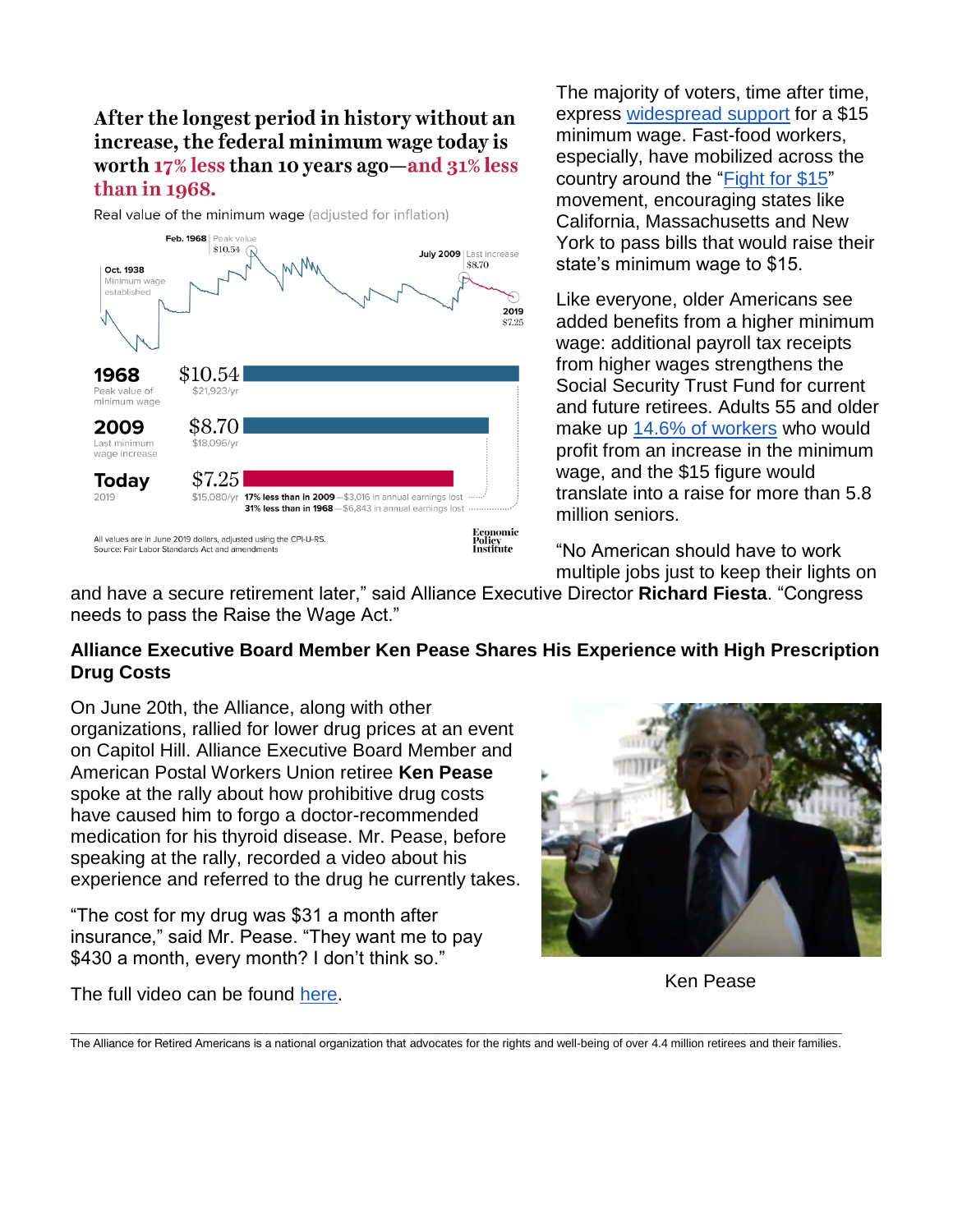**After the longest period in history without an increase, the federal minimum wage today is worth 17% less than 10 years ago—and 31% less than in 1968.**

Real value of the minimum wage (adjusted for inflation)

Feb. 1968 | Peak value $10.54

Oct. 1938 Minimum wage established

July 2009 | Last increase $8.70

2019 $7.25

**1968** Peak value of minimum wage — $10.54 — $21,923/yr

**2009** Last minimum wage increase — $8.70 — $18,096/yr

**Today** 2019 — $7.25 — $15,080/yr

**17% less than in 2009**—$3,016 in annual earnings lost

**31% less than in 1968**—$6,843 in annual earnings lost

All values are in June 2019 dollars, adjusted using the CPI-U-RS.
Source: Fair Labor Standards Act and amendments

Economic Policy Institute

The majority of voters, time after time, express [widespread support] for a $15 minimum wage. Fast-food workers, especially, have mobilized across the country around the "[Fight for $15]" movement, encouraging states like California, Massachusetts and New York to pass bills that would raise their state's minimum wage to $15.

Like everyone, older Americans see added benefits from a higher minimum wage: additional payroll tax receipts from higher wages strengthens the Social Security Trust Fund for current and future retirees. Adults 55 and older make up [14.6% of workers] who would profit from an increase in the minimum wage, and the $15 figure would translate into a raise for more than 5.8 million seniors.

"No American should have to work multiple jobs just to keep their lights on and have a secure retirement later," said Alliance Executive Director **Richard Fiesta**. "Congress needs to pass the Raise the Wage Act."

### Alliance Executive Board Member Ken Pease Shares His Experience with High Prescription Drug Costs

On June 20th, the Alliance, along with other organizations, rallied for lower drug prices at an event on Capitol Hill. Alliance Executive Board Member and American Postal Workers Union retiree **Ken Pease** spoke at the rally about how prohibitive drug costs have caused him to forgo a doctor-recommended medication for his thyroid disease. Mr. Pease, before speaking at the rally, recorded a video about his experience and referred to the drug he currently takes.

"The cost for my drug was $31 a month after insurance," said Mr. Pease. "They want me to pay $430 a month, every month? I don't think so."

The full video can be found [here].

Ken Pease

---

The Alliance for Retired Americans is a national organization that advocates for the rights and well-being of over 4.4 million retirees and their families.